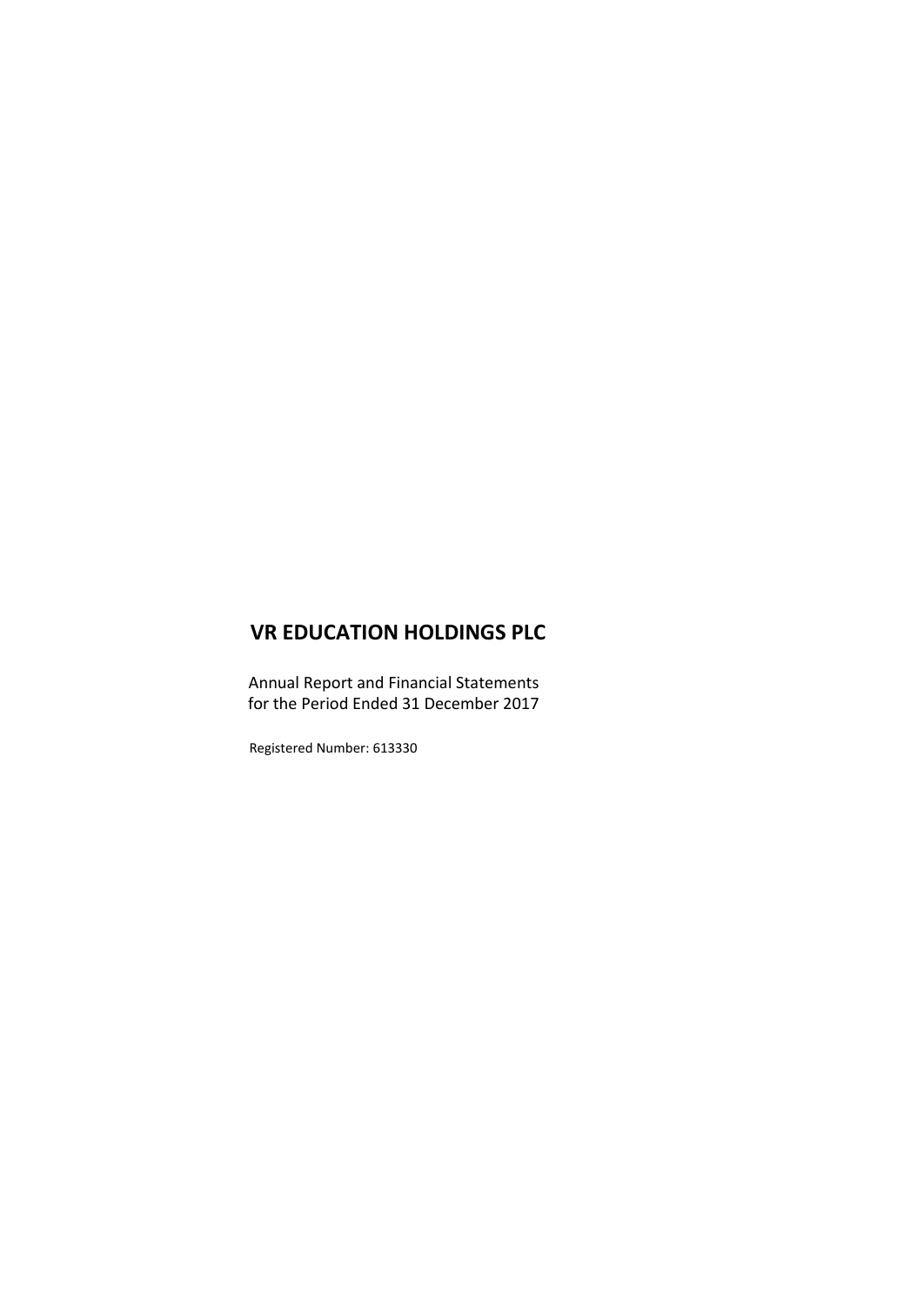# VR EDUCATION HOLDINGS PLC

Annual Report and Financial Statements
for the Period Ended 31 December 2017

Registered Number: 613330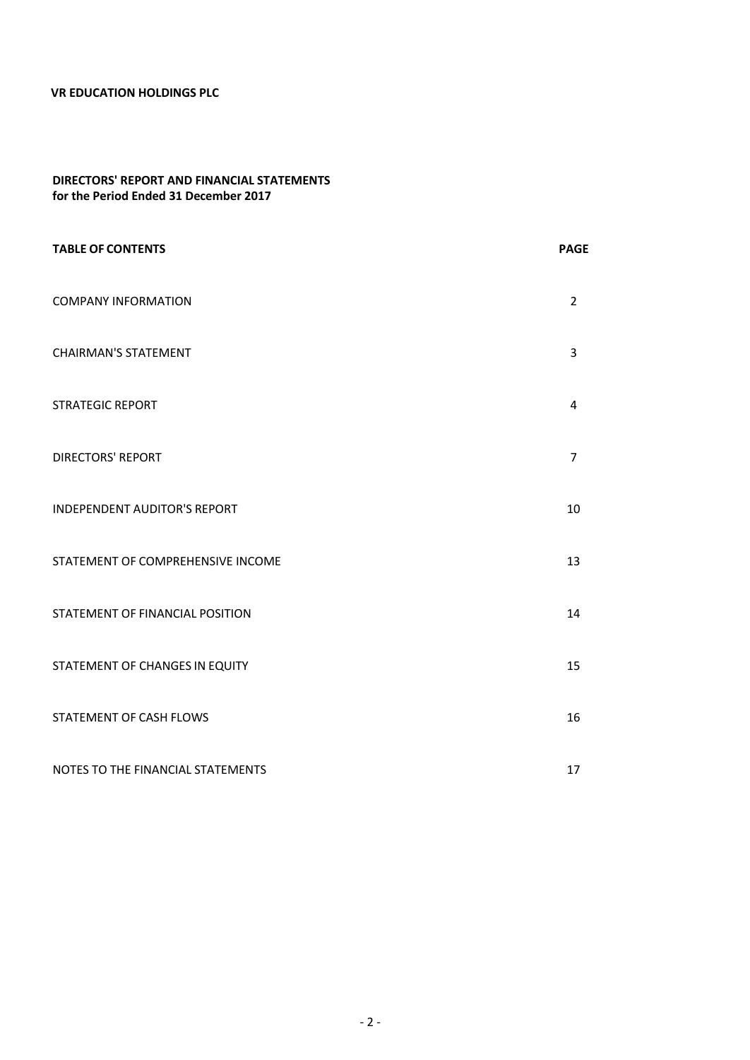**VR EDUCATION HOLDINGS PLC**

**DIRECTORS' REPORT AND FINANCIAL STATEMENTS**
**for the Period Ended 31 December 2017**

| **TABLE OF CONTENTS** | **PAGE** |
|---|---|
| COMPANY INFORMATION | 2 |
| CHAIRMAN'S STATEMENT | 3 |
| STRATEGIC REPORT | 4 |
| DIRECTORS' REPORT | 7 |
| INDEPENDENT AUDITOR'S REPORT | 10 |
| STATEMENT OF COMPREHENSIVE INCOME | 13 |
| STATEMENT OF FINANCIAL POSITION | 14 |
| STATEMENT OF CHANGES IN EQUITY | 15 |
| STATEMENT OF CASH FLOWS | 16 |
| NOTES TO THE FINANCIAL STATEMENTS | 17 |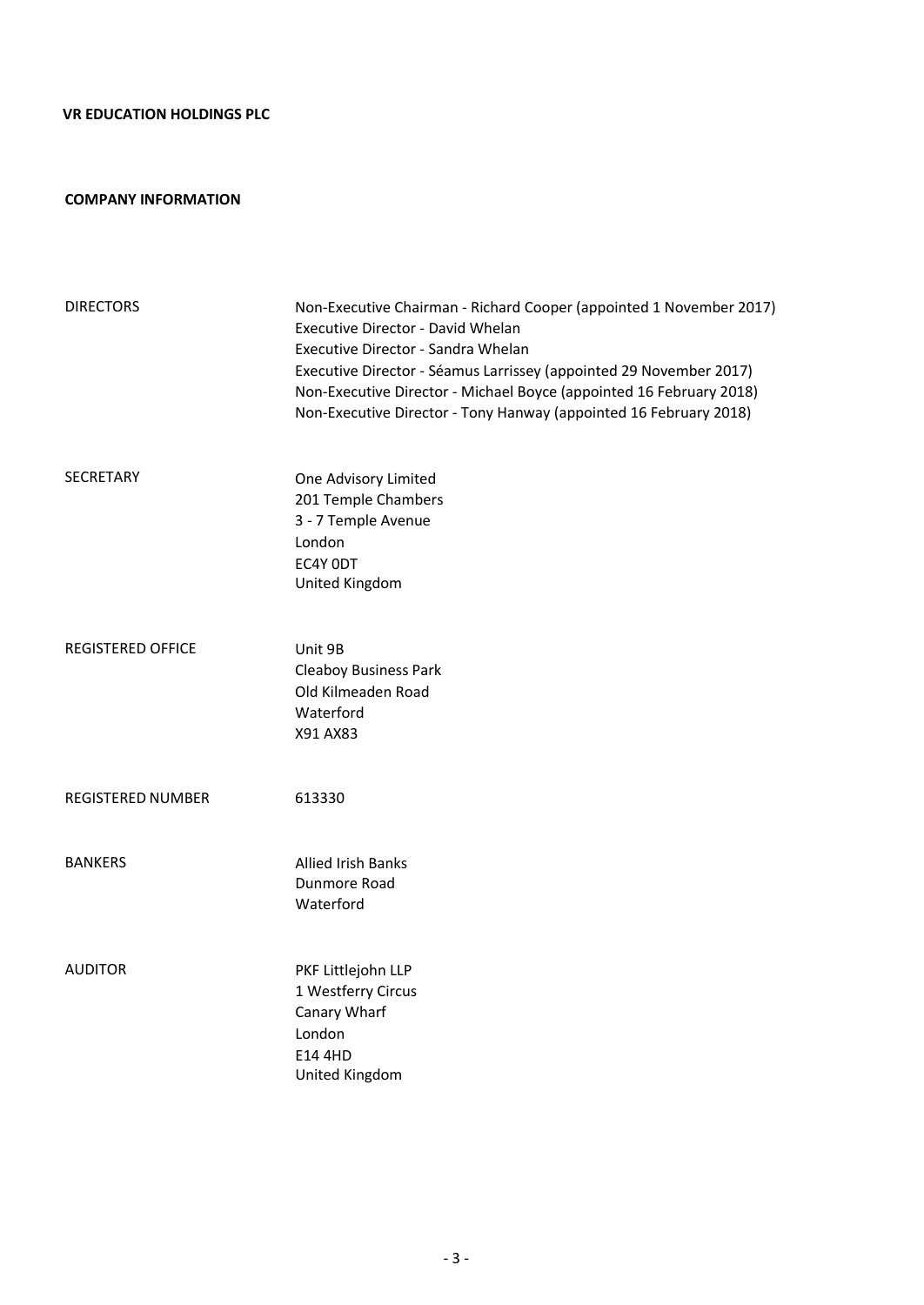**VR EDUCATION HOLDINGS PLC**

## COMPANY INFORMATION

| | |
|---|---|
| DIRECTORS | Non-Executive Chairman - Richard Cooper (appointed 1 November 2017)<br>Executive Director - David Whelan<br>Executive Director - Sandra Whelan<br>Executive Director - Séamus Larrissey (appointed 29 November 2017)<br>Non-Executive Director - Michael Boyce (appointed 16 February 2018)<br>Non-Executive Director - Tony Hanway (appointed 16 February 2018) |
| SECRETARY | One Advisory Limited<br>201 Temple Chambers<br>3 - 7 Temple Avenue<br>London<br>EC4Y 0DT<br>United Kingdom |
| REGISTERED OFFICE | Unit 9B<br>Cleaboy Business Park<br>Old Kilmeaden Road<br>Waterford<br>X91 AX83 |
| REGISTERED NUMBER | 613330 |
| BANKERS | Allied Irish Banks<br>Dunmore Road<br>Waterford |
| AUDITOR | PKF Littlejohn LLP<br>1 Westferry Circus<br>Canary Wharf<br>London<br>E14 4HD<br>United Kingdom |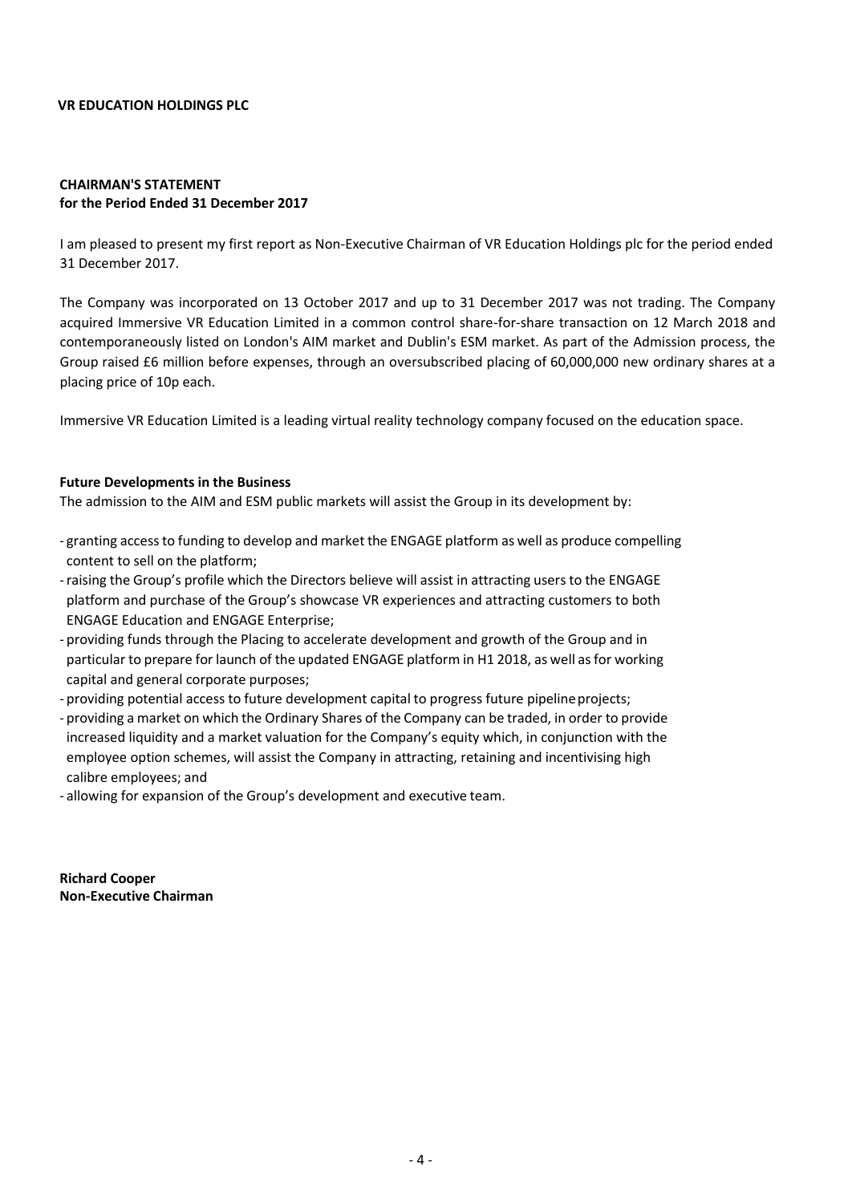**VR EDUCATION HOLDINGS PLC**

## CHAIRMAN'S STATEMENT
**for the Period Ended 31 December 2017**

I am pleased to present my first report as Non-Executive Chairman of VR Education Holdings plc for the period ended 31 December 2017.

The Company was incorporated on 13 October 2017 and up to 31 December 2017 was not trading. The Company acquired Immersive VR Education Limited in a common control share-for-share transaction on 12 March 2018 and contemporaneously listed on London's AIM market and Dublin's ESM market. As part of the Admission process, the Group raised £6 million before expenses, through an oversubscribed placing of 60,000,000 new ordinary shares at a placing price of 10p each.

Immersive VR Education Limited is a leading virtual reality technology company focused on the education space.

### Future Developments in the Business

The admission to the AIM and ESM public markets will assist the Group in its development by:

- granting access to funding to develop and market the ENGAGE platform as well as produce compelling content to sell on the platform;
- raising the Group's profile which the Directors believe will assist in attracting users to the ENGAGE platform and purchase of the Group's showcase VR experiences and attracting customers to both ENGAGE Education and ENGAGE Enterprise;
- providing funds through the Placing to accelerate development and growth of the Group and in particular to prepare for launch of the updated ENGAGE platform in H1 2018, as well as for working capital and general corporate purposes;
- providing potential access to future development capital to progress future pipeline projects;
- providing a market on which the Ordinary Shares of the Company can be traded, in order to provide increased liquidity and a market valuation for the Company's equity which, in conjunction with the employee option schemes, will assist the Company in attracting, retaining and incentivising high calibre employees; and
- allowing for expansion of the Group's development and executive team.

**Richard Cooper**
**Non-Executive Chairman**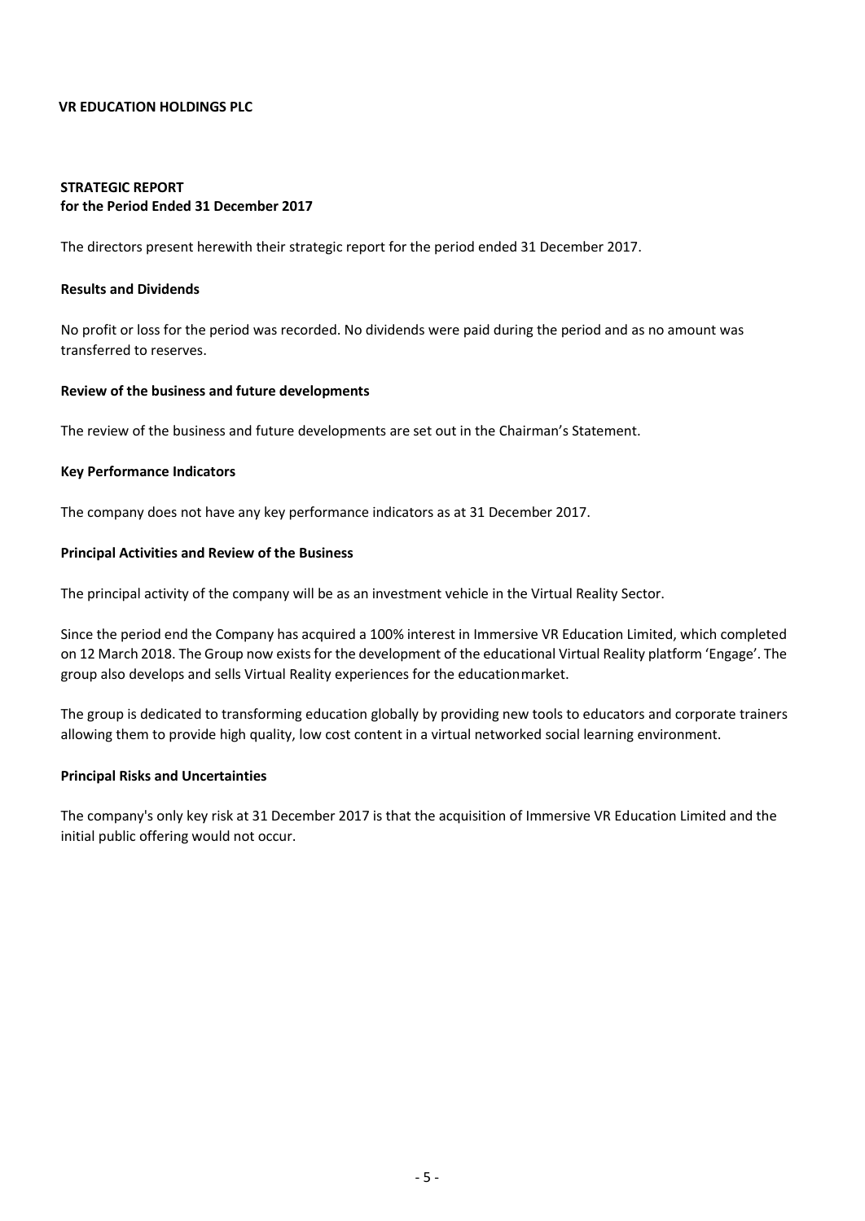**VR EDUCATION HOLDINGS PLC**

## STRATEGIC REPORT
**for the Period Ended 31 December 2017**

The directors present herewith their strategic report for the period ended 31 December 2017.

### Results and Dividends

No profit or loss for the period was recorded. No dividends were paid during the period and as no amount was transferred to reserves.

### Review of the business and future developments

The review of the business and future developments are set out in the Chairman's Statement.

### Key Performance Indicators

The company does not have any key performance indicators as at 31 December 2017.

### Principal Activities and Review of the Business

The principal activity of the company will be as an investment vehicle in the Virtual Reality Sector.

Since the period end the Company has acquired a 100% interest in Immersive VR Education Limited, which completed on 12 March 2018. The Group now exists for the development of the educational Virtual Reality platform 'Engage'. The group also develops and sells Virtual Reality experiences for the education market.

The group is dedicated to transforming education globally by providing new tools to educators and corporate trainers allowing them to provide high quality, low cost content in a virtual networked social learning environment.

### Principal Risks and Uncertainties

The company's only key risk at 31 December 2017 is that the acquisition of Immersive VR Education Limited and the initial public offering would not occur.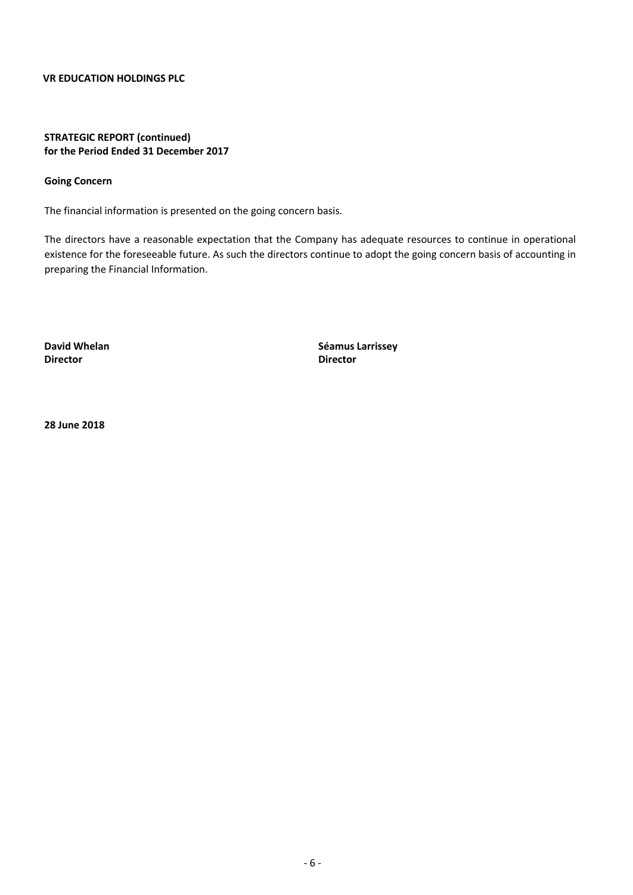**VR EDUCATION HOLDINGS PLC**

**STRATEGIC REPORT (continued)**
**for the Period Ended 31 December 2017**

**Going Concern**

The financial information is presented on the going concern basis.

The directors have a reasonable expectation that the Company has adequate resources to continue in operational existence for the foreseeable future. As such the directors continue to adopt the going concern basis of accounting in preparing the Financial Information.

**David Whelan**
**Director**

**Séamus Larrissey**
**Director**

**28 June 2018**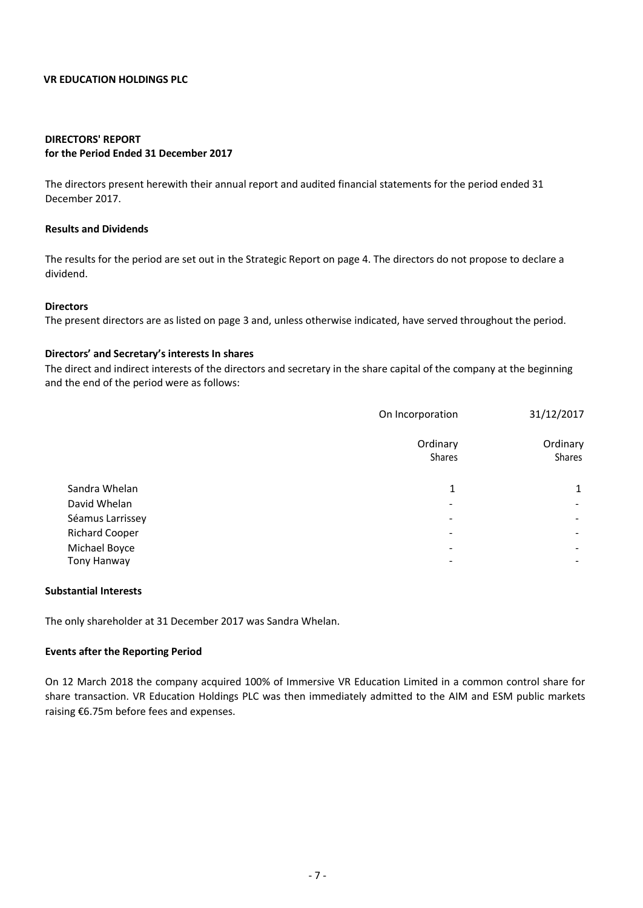**VR EDUCATION HOLDINGS PLC**

## DIRECTORS' REPORT
**for the Period Ended 31 December 2017**

The directors present herewith their annual report and audited financial statements for the period ended 31 December 2017.

### Results and Dividends

The results for the period are set out in the Strategic Report on page 4. The directors do not propose to declare a dividend.

### Directors

The present directors are as listed on page 3 and, unless otherwise indicated, have served throughout the period.

### Directors' and Secretary's interests In shares

The direct and indirect interests of the directors and secretary in the share capital of the company at the beginning and the end of the period were as follows:

| | On Incorporation | 31/12/2017 |
|---|---|---|
| | Ordinary Shares | Ordinary Shares |
| Sandra Whelan | 1 | 1 |
| David Whelan | - | - |
| Séamus Larrissey | - | - |
| Richard Cooper | - | - |
| Michael Boyce | - | - |
| Tony Hanway | - | - |

### Substantial Interests

The only shareholder at 31 December 2017 was Sandra Whelan.

### Events after the Reporting Period

On 12 March 2018 the company acquired 100% of Immersive VR Education Limited in a common control share for share transaction. VR Education Holdings PLC was then immediately admitted to the AIM and ESM public markets raising €6.75m before fees and expenses.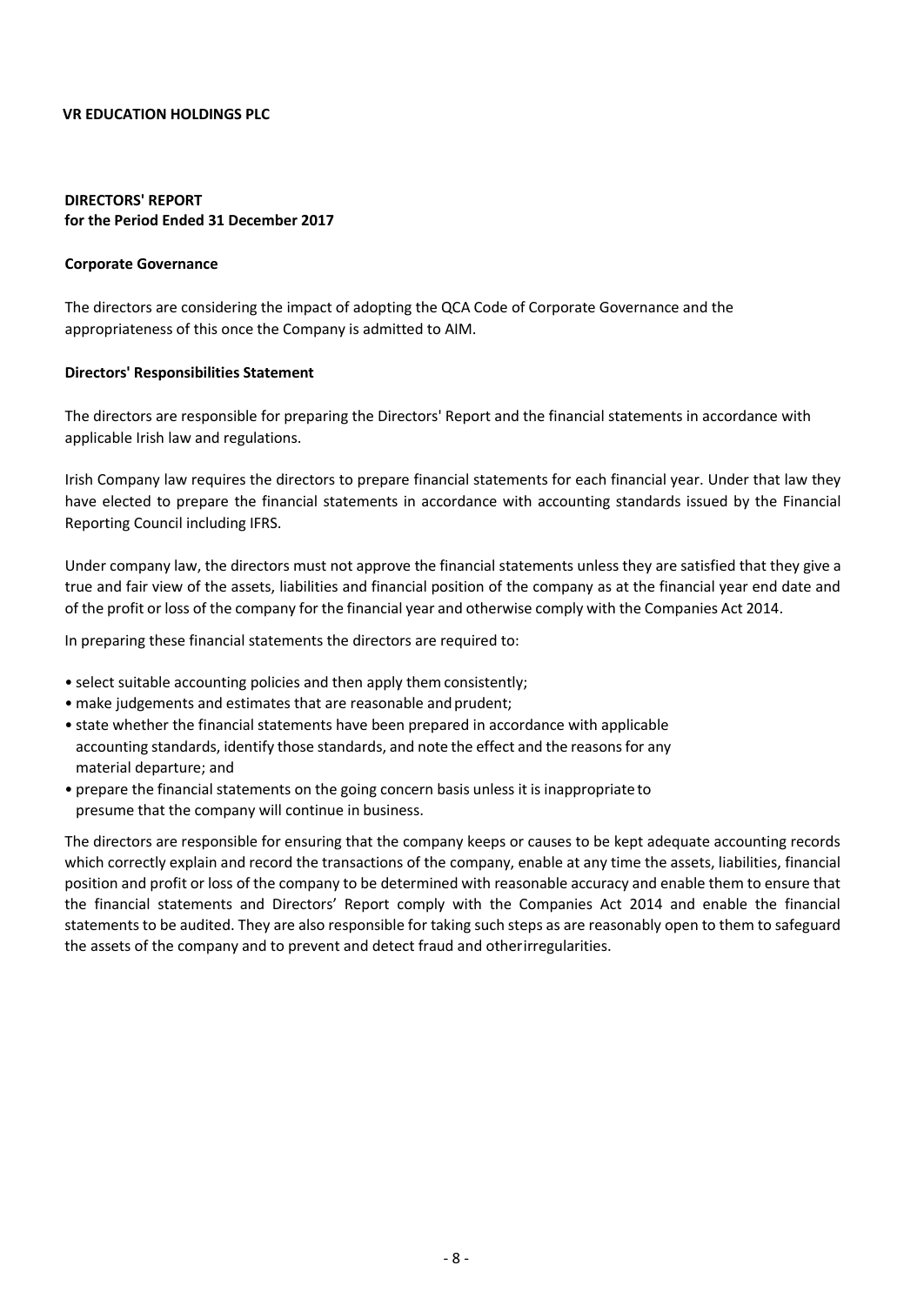**VR EDUCATION HOLDINGS PLC**

## DIRECTORS' REPORT
**for the Period Ended 31 December 2017**

### Corporate Governance

The directors are considering the impact of adopting the QCA Code of Corporate Governance and the appropriateness of this once the Company is admitted to AIM.

### Directors' Responsibilities Statement

The directors are responsible for preparing the Directors' Report and the financial statements in accordance with applicable Irish law and regulations.

Irish Company law requires the directors to prepare financial statements for each financial year. Under that law they have elected to prepare the financial statements in accordance with accounting standards issued by the Financial Reporting Council including IFRS.

Under company law, the directors must not approve the financial statements unless they are satisfied that they give a true and fair view of the assets, liabilities and financial position of the company as at the financial year end date and of the profit or loss of the company for the financial year and otherwise comply with the Companies Act 2014.

In preparing these financial statements the directors are required to:

- select suitable accounting policies and then apply them consistently;
- make judgements and estimates that are reasonable and prudent;
- state whether the financial statements have been prepared in accordance with applicable accounting standards, identify those standards, and note the effect and the reasons for any material departure; and
- prepare the financial statements on the going concern basis unless it is inappropriate to presume that the company will continue in business.

The directors are responsible for ensuring that the company keeps or causes to be kept adequate accounting records which correctly explain and record the transactions of the company, enable at any time the assets, liabilities, financial position and profit or loss of the company to be determined with reasonable accuracy and enable them to ensure that the financial statements and Directors' Report comply with the Companies Act 2014 and enable the financial statements to be audited. They are also responsible for taking such steps as are reasonably open to them to safeguard the assets of the company and to prevent and detect fraud and other irregularities.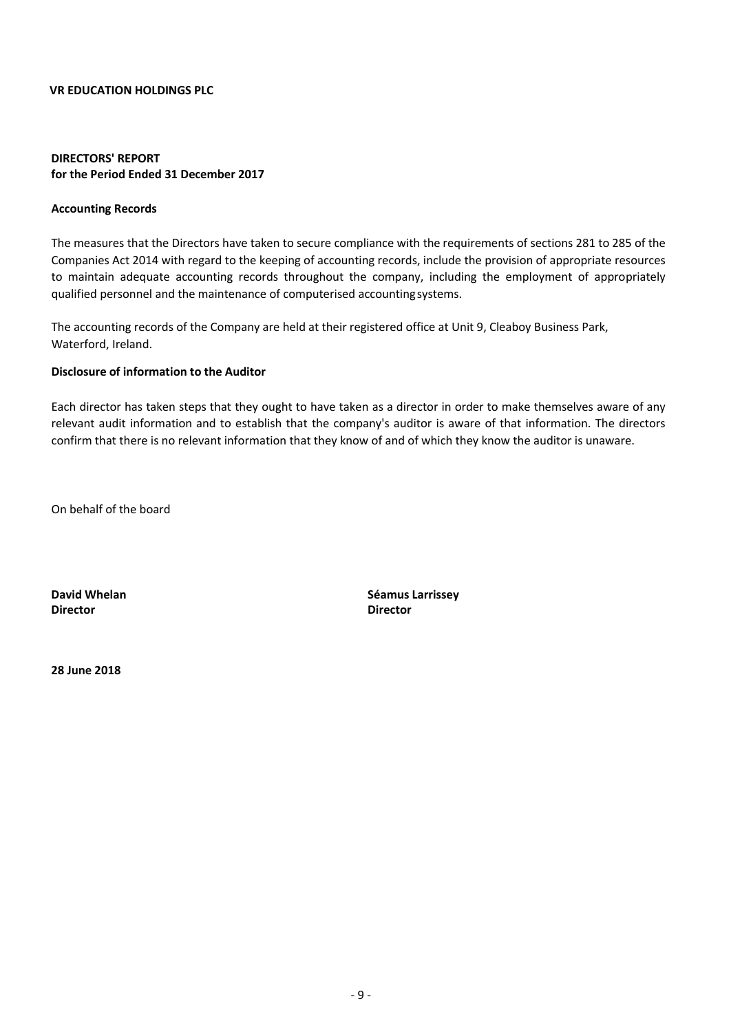**VR EDUCATION HOLDINGS PLC**

## DIRECTORS' REPORT
**for the Period Ended 31 December 2017**

### Accounting Records

The measures that the Directors have taken to secure compliance with the requirements of sections 281 to 285 of the Companies Act 2014 with regard to the keeping of accounting records, include the provision of appropriate resources to maintain adequate accounting records throughout the company, including the employment of appropriately qualified personnel and the maintenance of computerised accounting systems.

The accounting records of the Company are held at their registered office at Unit 9, Cleaboy Business Park, Waterford, Ireland.

### Disclosure of information to the Auditor

Each director has taken steps that they ought to have taken as a director in order to make themselves aware of any relevant audit information and to establish that the company's auditor is aware of that information. The directors confirm that there is no relevant information that they know of and of which they know the auditor is unaware.

On behalf of the board

**David Whelan**
**Director**

**Séamus Larrissey**
**Director**

**28 June 2018**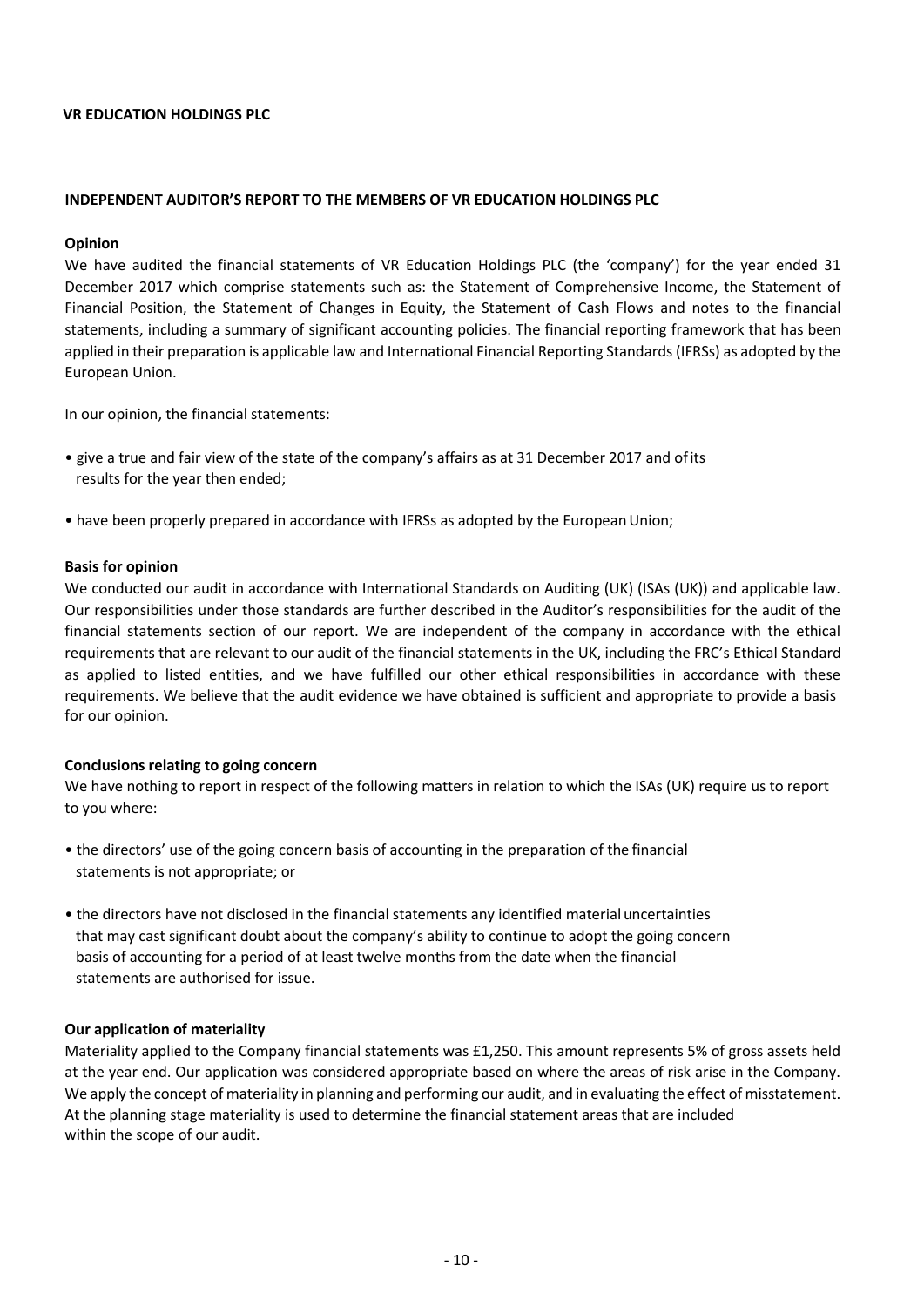**VR EDUCATION HOLDINGS PLC**

## INDEPENDENT AUDITOR'S REPORT TO THE MEMBERS OF VR EDUCATION HOLDINGS PLC

### Opinion

We have audited the financial statements of VR Education Holdings PLC (the 'company') for the year ended 31 December 2017 which comprise statements such as: the Statement of Comprehensive Income, the Statement of Financial Position, the Statement of Changes in Equity, the Statement of Cash Flows and notes to the financial statements, including a summary of significant accounting policies. The financial reporting framework that has been applied in their preparation is applicable law and International Financial Reporting Standards (IFRSs) as adopted by the European Union.

In our opinion, the financial statements:

- give a true and fair view of the state of the company's affairs as at 31 December 2017 and of its results for the year then ended;
- have been properly prepared in accordance with IFRSs as adopted by the European Union;

### Basis for opinion

We conducted our audit in accordance with International Standards on Auditing (UK) (ISAs (UK)) and applicable law. Our responsibilities under those standards are further described in the Auditor's responsibilities for the audit of the financial statements section of our report. We are independent of the company in accordance with the ethical requirements that are relevant to our audit of the financial statements in the UK, including the FRC's Ethical Standard as applied to listed entities, and we have fulfilled our other ethical responsibilities in accordance with these requirements. We believe that the audit evidence we have obtained is sufficient and appropriate to provide a basis for our opinion.

### Conclusions relating to going concern

We have nothing to report in respect of the following matters in relation to which the ISAs (UK) require us to report to you where:

- the directors' use of the going concern basis of accounting in the preparation of the financial statements is not appropriate; or
- the directors have not disclosed in the financial statements any identified material uncertainties that may cast significant doubt about the company's ability to continue to adopt the going concern basis of accounting for a period of at least twelve months from the date when the financial statements are authorised for issue.

### Our application of materiality

Materiality applied to the Company financial statements was £1,250. This amount represents 5% of gross assets held at the year end. Our application was considered appropriate based on where the areas of risk arise in the Company. We apply the concept of materiality in planning and performing our audit, and in evaluating the effect of misstatement. At the planning stage materiality is used to determine the financial statement areas that are included within the scope of our audit.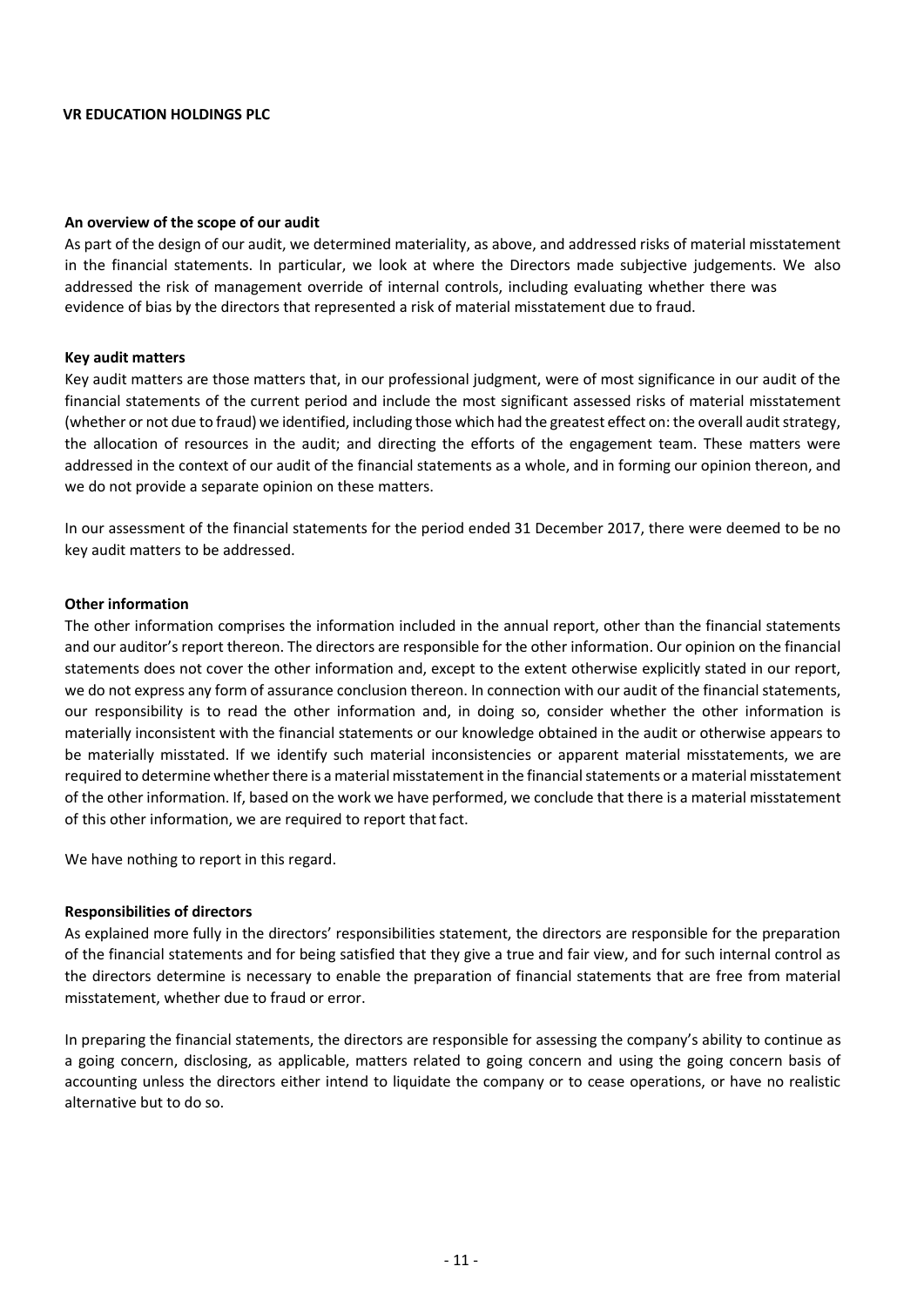**An overview of the scope of our audit**

As part of the design of our audit, we determined materiality, as above, and addressed risks of material misstatement in the financial statements. In particular, we look at where the Directors made subjective judgements. We also addressed the risk of management override of internal controls, including evaluating whether there was evidence of bias by the directors that represented a risk of material misstatement due to fraud.

**Key audit matters**

Key audit matters are those matters that, in our professional judgment, were of most significance in our audit of the financial statements of the current period and include the most significant assessed risks of material misstatement (whether or not due to fraud) we identified, including those which had the greatest effect on: the overall audit strategy, the allocation of resources in the audit; and directing the efforts of the engagement team. These matters were addressed in the context of our audit of the financial statements as a whole, and in forming our opinion thereon, and we do not provide a separate opinion on these matters.

In our assessment of the financial statements for the period ended 31 December 2017, there were deemed to be no key audit matters to be addressed.

**Other information**

The other information comprises the information included in the annual report, other than the financial statements and our auditor's report thereon. The directors are responsible for the other information. Our opinion on the financial statements does not cover the other information and, except to the extent otherwise explicitly stated in our report, we do not express any form of assurance conclusion thereon. In connection with our audit of the financial statements, our responsibility is to read the other information and, in doing so, consider whether the other information is materially inconsistent with the financial statements or our knowledge obtained in the audit or otherwise appears to be materially misstated. If we identify such material inconsistencies or apparent material misstatements, we are required to determine whether there is a material misstatement in the financial statements or a material misstatement of the other information. If, based on the work we have performed, we conclude that there is a material misstatement of this other information, we are required to report that fact.

We have nothing to report in this regard.

**Responsibilities of directors**

As explained more fully in the directors' responsibilities statement, the directors are responsible for the preparation of the financial statements and for being satisfied that they give a true and fair view, and for such internal control as the directors determine is necessary to enable the preparation of financial statements that are free from material misstatement, whether due to fraud or error.

In preparing the financial statements, the directors are responsible for assessing the company's ability to continue as a going concern, disclosing, as applicable, matters related to going concern and using the going concern basis of accounting unless the directors either intend to liquidate the company or to cease operations, or have no realistic alternative but to do so.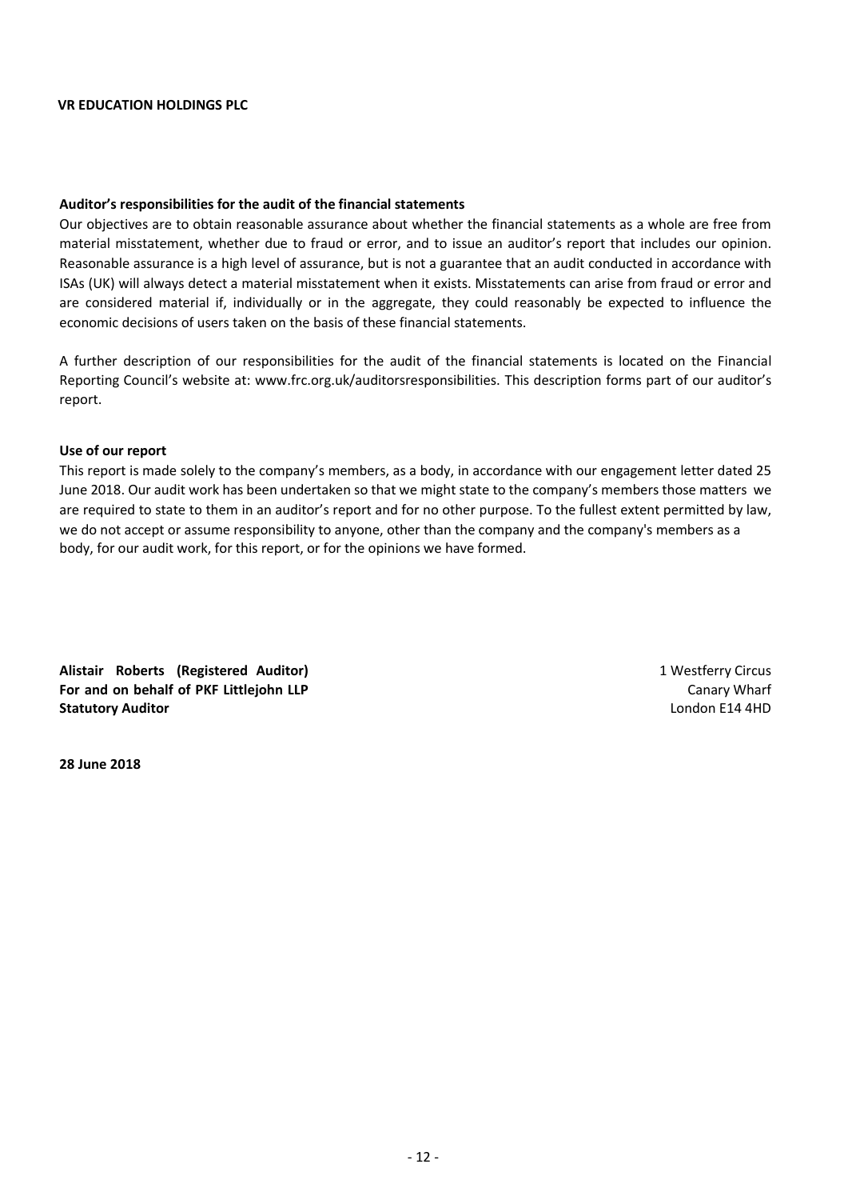**Auditor's responsibilities for the audit of the financial statements**

Our objectives are to obtain reasonable assurance about whether the financial statements as a whole are free from material misstatement, whether due to fraud or error, and to issue an auditor's report that includes our opinion. Reasonable assurance is a high level of assurance, but is not a guarantee that an audit conducted in accordance with ISAs (UK) will always detect a material misstatement when it exists. Misstatements can arise from fraud or error and are considered material if, individually or in the aggregate, they could reasonably be expected to influence the economic decisions of users taken on the basis of these financial statements.

A further description of our responsibilities for the audit of the financial statements is located on the Financial Reporting Council's website at: www.frc.org.uk/auditorsresponsibilities. This description forms part of our auditor's report.

**Use of our report**

This report is made solely to the company's members, as a body, in accordance with our engagement letter dated 25 June 2018. Our audit work has been undertaken so that we might state to the company's members those matters we are required to state to them in an auditor's report and for no other purpose. To the fullest extent permitted by law, we do not accept or assume responsibility to anyone, other than the company and the company's members as a body, for our audit work, for this report, or for the opinions we have formed.

**Alistair Roberts (Registered Auditor)**
**For and on behalf of PKF Littlejohn LLP**
**Statutory Auditor**

1 Westferry Circus
Canary Wharf
London E14 4HD

**28 June 2018**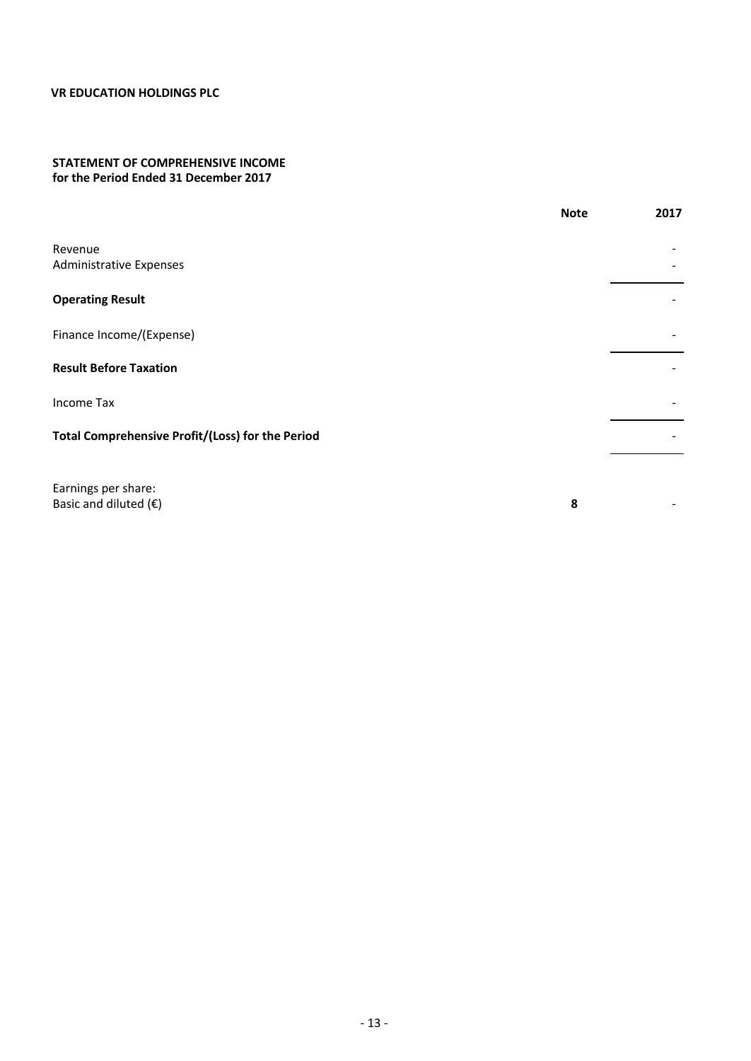**VR EDUCATION HOLDINGS PLC**

**STATEMENT OF COMPREHENSIVE INCOME**
**for the Period Ended 31 December 2017**

| | Note | 2017 |
|---|---|---|
| Revenue | | - |
| Administrative Expenses | | - |
| **Operating Result** | | - |
| Finance Income/(Expense) | | - |
| **Result Before Taxation** | | - |
| Income Tax | | - |
| **Total Comprehensive Profit/(Loss) for the Period** | | - |
| Earnings per share: | | |
| Basic and diluted (€) | **8** | - |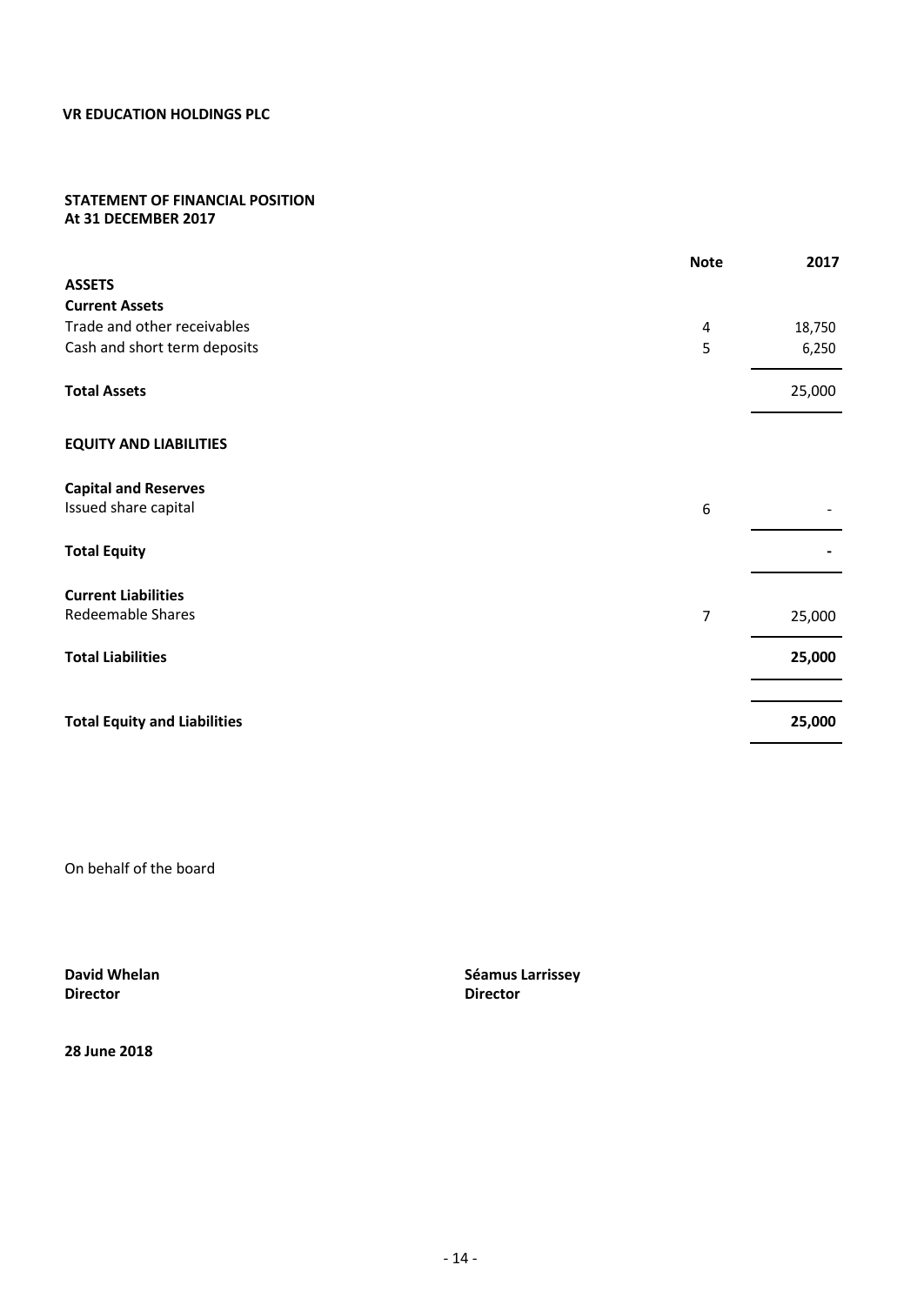**VR EDUCATION HOLDINGS PLC**

**STATEMENT OF FINANCIAL POSITION**
**At 31 DECEMBER 2017**

| | Note | 2017 |
|---|---|---|
| **ASSETS** | | |
| **Current Assets** | | |
| Trade and other receivables | 4 | 18,750 |
| Cash and short term deposits | 5 | 6,250 |
| **Total Assets** | | 25,000 |
| **EQUITY AND LIABILITIES** | | |
| **Capital and Reserves** | | |
| Issued share capital | 6 | - |
| **Total Equity** | | **-** |
| **Current Liabilities** | | |
| Redeemable Shares | 7 | 25,000 |
| **Total Liabilities** | | **25,000** |
| **Total Equity and Liabilities** | | **25,000** |

On behalf of the board

**David Whelan**
**Director**

**Séamus Larrissey**
**Director**

**28 June 2018**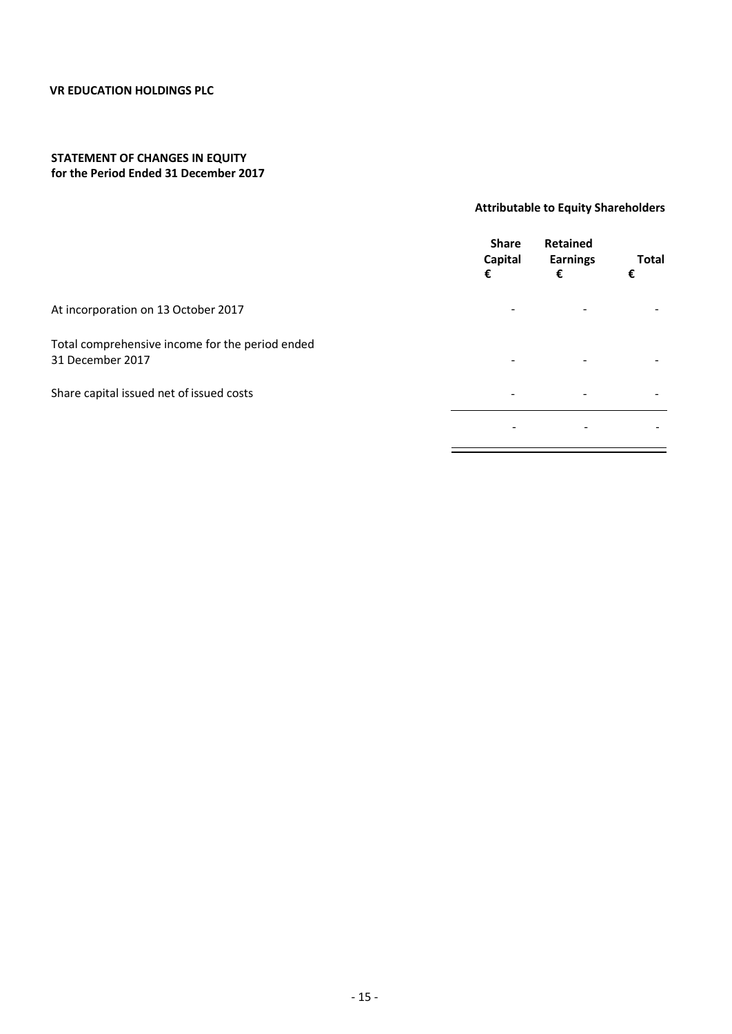**VR EDUCATION HOLDINGS PLC**

## STATEMENT OF CHANGES IN EQUITY
**for the Period Ended 31 December 2017**

| | Attributable to Equity Shareholders | | |
|---|---|---|---|
| | **Share Capital €** | **Retained Earnings €** | **Total €** |
| At incorporation on 13 October 2017 | - | - | - |
| Total comprehensive income for the period ended 31 December 2017 | - | - | - |
| Share capital issued net of issued costs | - | - | - |
| | - | - | - |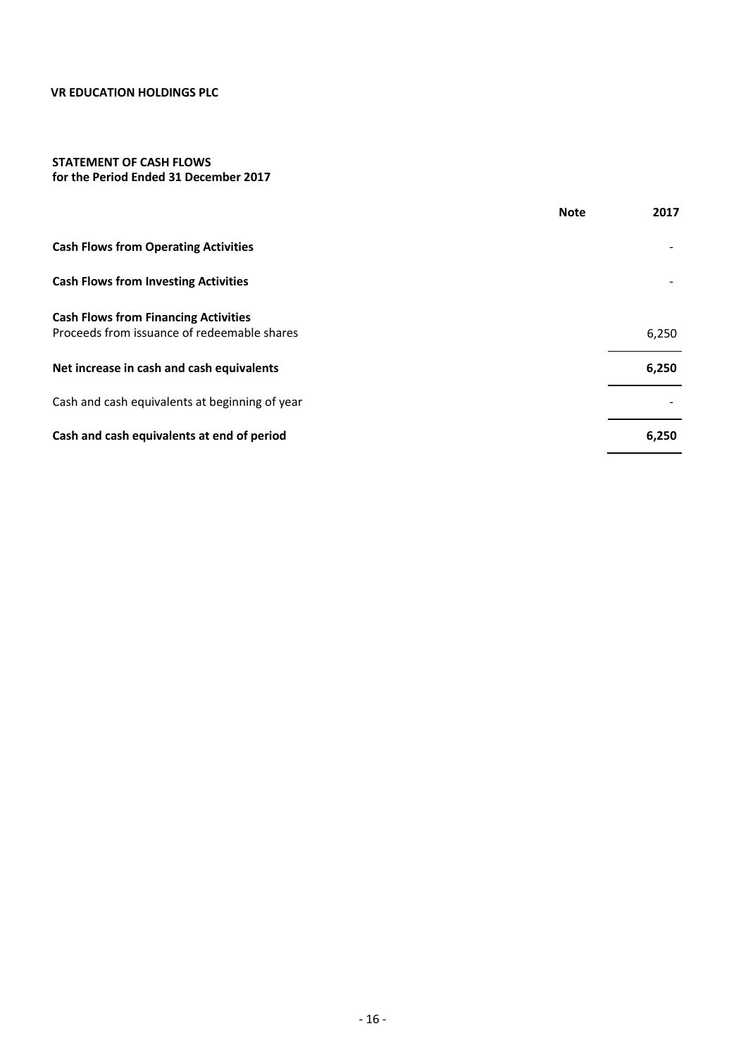**VR EDUCATION HOLDINGS PLC**

**STATEMENT OF CASH FLOWS**
**for the Period Ended 31 December 2017**

| | Note | 2017 |
|---|---|---|
| **Cash Flows from Operating Activities** | | - |
| **Cash Flows from Investing Activities** | | - |
| **Cash Flows from Financing Activities** | | |
| Proceeds from issuance of redeemable shares | | 6,250 |
| **Net increase in cash and cash equivalents** | | **6,250** |
| Cash and cash equivalents at beginning of year | | - |
| **Cash and cash equivalents at end of period** | | **6,250** |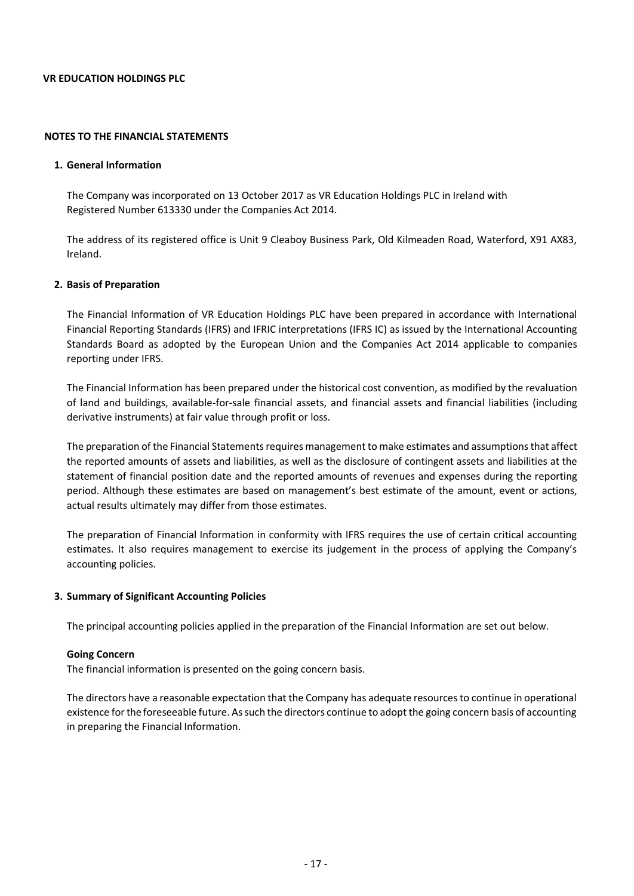**VR EDUCATION HOLDINGS PLC**

**NOTES TO THE FINANCIAL STATEMENTS**

## 1. General Information

The Company was incorporated on 13 October 2017 as VR Education Holdings PLC in Ireland with Registered Number 613330 under the Companies Act 2014.

The address of its registered office is Unit 9 Cleaboy Business Park, Old Kilmeaden Road, Waterford, X91 AX83, Ireland.

## 2. Basis of Preparation

The Financial Information of VR Education Holdings PLC have been prepared in accordance with International Financial Reporting Standards (IFRS) and IFRIC interpretations (IFRS IC) as issued by the International Accounting Standards Board as adopted by the European Union and the Companies Act 2014 applicable to companies reporting under IFRS.

The Financial Information has been prepared under the historical cost convention, as modified by the revaluation of land and buildings, available-for-sale financial assets, and financial assets and financial liabilities (including derivative instruments) at fair value through profit or loss.

The preparation of the Financial Statements requires management to make estimates and assumptions that affect the reported amounts of assets and liabilities, as well as the disclosure of contingent assets and liabilities at the statement of financial position date and the reported amounts of revenues and expenses during the reporting period. Although these estimates are based on management's best estimate of the amount, event or actions, actual results ultimately may differ from those estimates.

The preparation of Financial Information in conformity with IFRS requires the use of certain critical accounting estimates. It also requires management to exercise its judgement in the process of applying the Company's accounting policies.

## 3. Summary of Significant Accounting Policies

The principal accounting policies applied in the preparation of the Financial Information are set out below.

**Going Concern**

The financial information is presented on the going concern basis.

The directors have a reasonable expectation that the Company has adequate resources to continue in operational existence for the foreseeable future. As such the directors continue to adopt the going concern basis of accounting in preparing the Financial Information.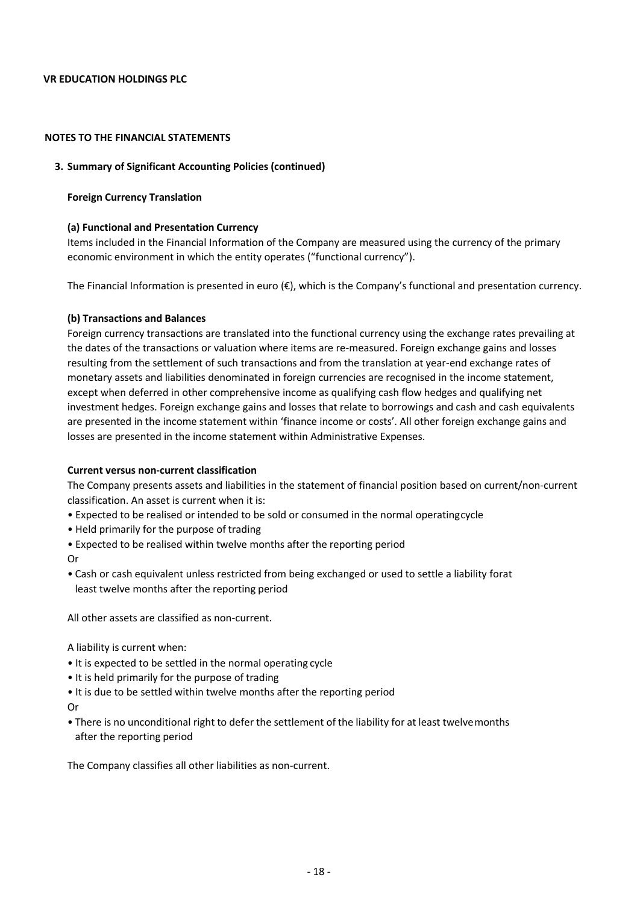**VR EDUCATION HOLDINGS PLC**

**NOTES TO THE FINANCIAL STATEMENTS**

## 3. Summary of Significant Accounting Policies (continued)

### Foreign Currency Translation

**(a) Functional and Presentation Currency**

Items included in the Financial Information of the Company are measured using the currency of the primary economic environment in which the entity operates ("functional currency").

The Financial Information is presented in euro (€), which is the Company's functional and presentation currency.

**(b) Transactions and Balances**

Foreign currency transactions are translated into the functional currency using the exchange rates prevailing at the dates of the transactions or valuation where items are re-measured. Foreign exchange gains and losses resulting from the settlement of such transactions and from the translation at year-end exchange rates of monetary assets and liabilities denominated in foreign currencies are recognised in the income statement, except when deferred in other comprehensive income as qualifying cash flow hedges and qualifying net investment hedges. Foreign exchange gains and losses that relate to borrowings and cash and cash equivalents are presented in the income statement within 'finance income or costs'. All other foreign exchange gains and losses are presented in the income statement within Administrative Expenses.

### Current versus non-current classification

The Company presents assets and liabilities in the statement of financial position based on current/non-current classification. An asset is current when it is:

- Expected to be realised or intended to be sold or consumed in the normal operating cycle
- Held primarily for the purpose of trading
- Expected to be realised within twelve months after the reporting period

Or

- Cash or cash equivalent unless restricted from being exchanged or used to settle a liability for at least twelve months after the reporting period

All other assets are classified as non-current.

A liability is current when:

- It is expected to be settled in the normal operating cycle
- It is held primarily for the purpose of trading
- It is due to be settled within twelve months after the reporting period

Or

- There is no unconditional right to defer the settlement of the liability for at least twelve months after the reporting period

The Company classifies all other liabilities as non-current.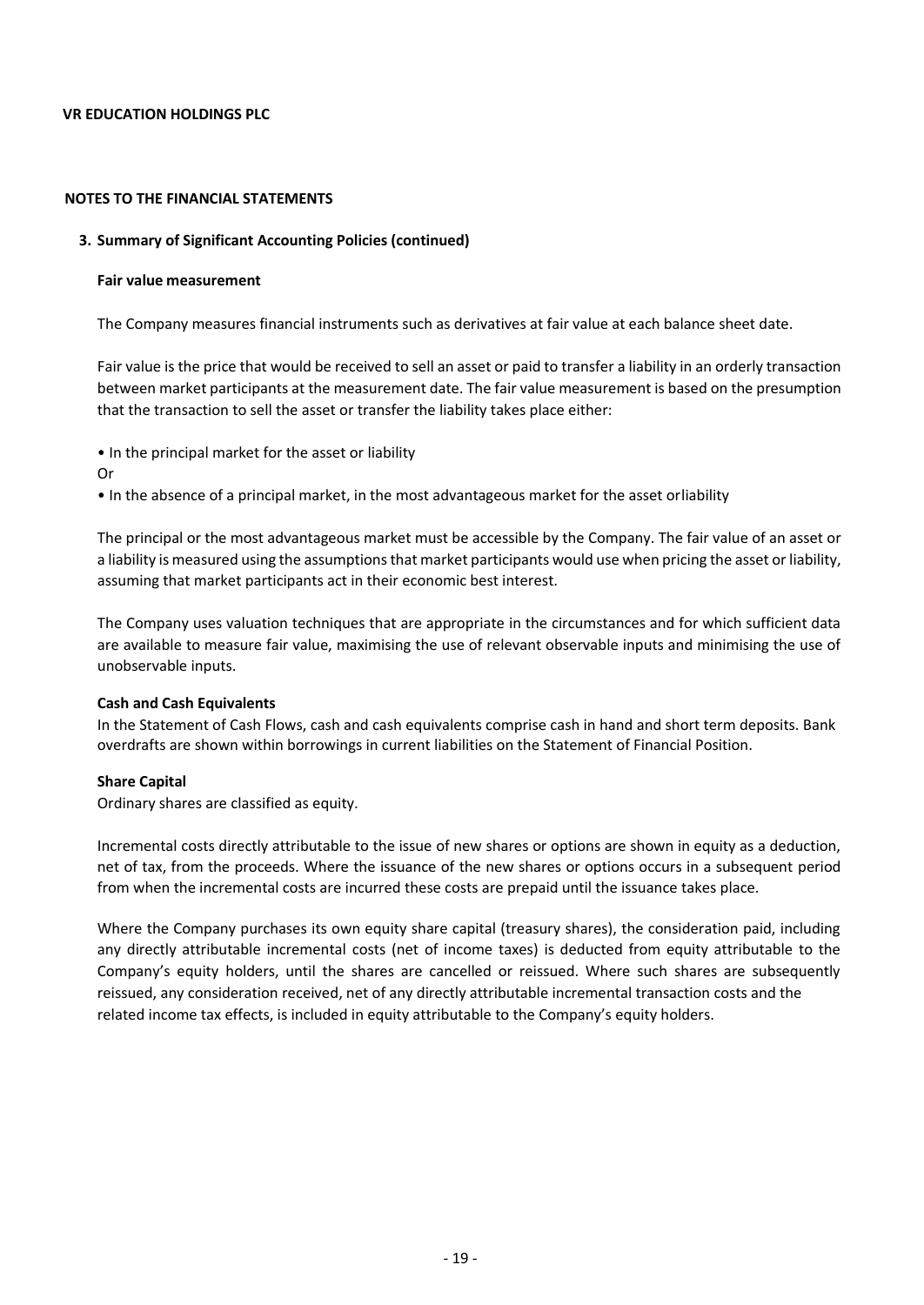**VR EDUCATION HOLDINGS PLC**

## NOTES TO THE FINANCIAL STATEMENTS

### 3. Summary of Significant Accounting Policies (continued)

**Fair value measurement**

The Company measures financial instruments such as derivatives at fair value at each balance sheet date.

Fair value is the price that would be received to sell an asset or paid to transfer a liability in an orderly transaction between market participants at the measurement date. The fair value measurement is based on the presumption that the transaction to sell the asset or transfer the liability takes place either:

- In the principal market for the asset or liability

Or

- In the absence of a principal market, in the most advantageous market for the asset orliability

The principal or the most advantageous market must be accessible by the Company. The fair value of an asset or a liability is measured using the assumptions that market participants would use when pricing the asset or liability, assuming that market participants act in their economic best interest.

The Company uses valuation techniques that are appropriate in the circumstances and for which sufficient data are available to measure fair value, maximising the use of relevant observable inputs and minimising the use of unobservable inputs.

**Cash and Cash Equivalents**

In the Statement of Cash Flows, cash and cash equivalents comprise cash in hand and short term deposits. Bank overdrafts are shown within borrowings in current liabilities on the Statement of Financial Position.

**Share Capital**

Ordinary shares are classified as equity.

Incremental costs directly attributable to the issue of new shares or options are shown in equity as a deduction, net of tax, from the proceeds. Where the issuance of the new shares or options occurs in a subsequent period from when the incremental costs are incurred these costs are prepaid until the issuance takes place.

Where the Company purchases its own equity share capital (treasury shares), the consideration paid, including any directly attributable incremental costs (net of income taxes) is deducted from equity attributable to the Company's equity holders, until the shares are cancelled or reissued. Where such shares are subsequently reissued, any consideration received, net of any directly attributable incremental transaction costs and the related income tax effects, is included in equity attributable to the Company's equity holders.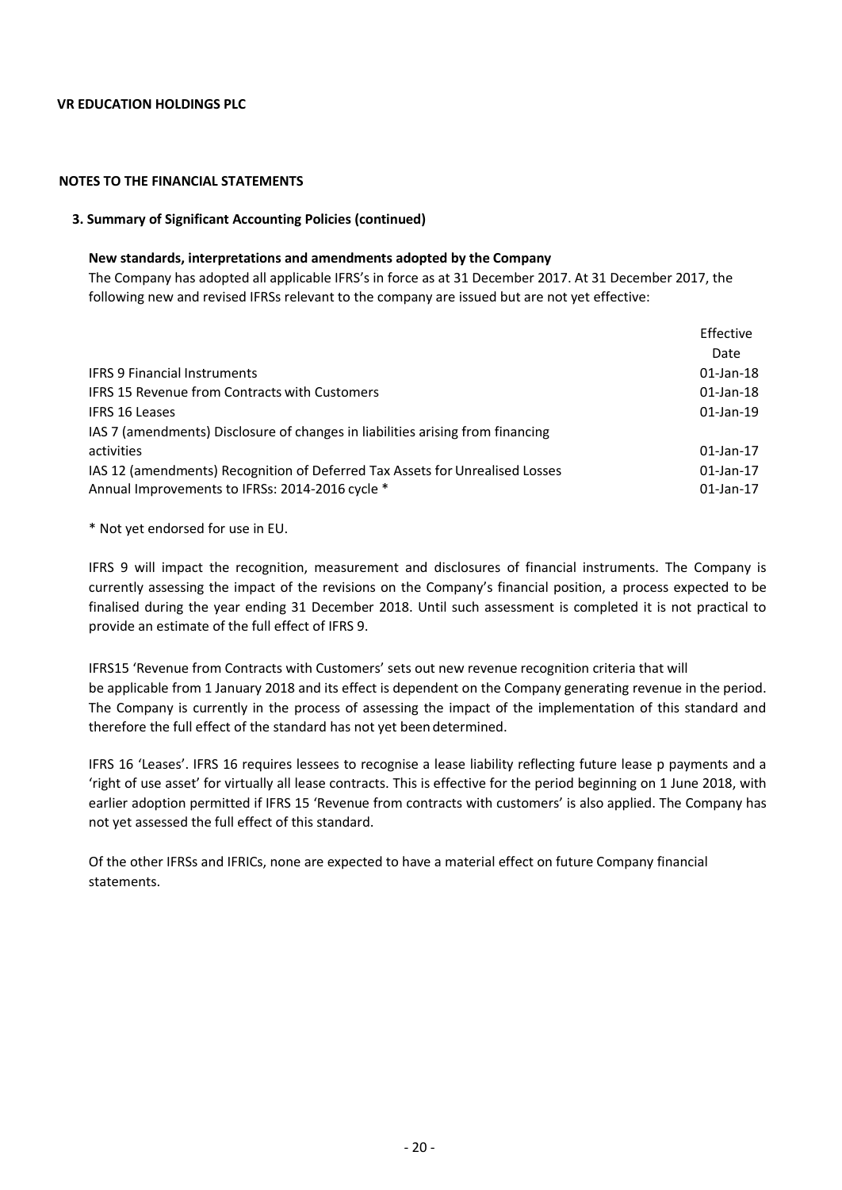**VR EDUCATION HOLDINGS PLC**

**NOTES TO THE FINANCIAL STATEMENTS**

**3. Summary of Significant Accounting Policies (continued)**

**New standards, interpretations and amendments adopted by the Company**

The Company has adopted all applicable IFRS's in force as at 31 December 2017. At 31 December 2017, the following new and revised IFRSs relevant to the company are issued but are not yet effective:

| | Effective Date |
|---|---|
| IFRS 9 Financial Instruments | 01-Jan-18 |
| IFRS 15 Revenue from Contracts with Customers | 01-Jan-18 |
| IFRS 16 Leases | 01-Jan-19 |
| IAS 7 (amendments) Disclosure of changes in liabilities arising from financing activities | 01-Jan-17 |
| IAS 12 (amendments) Recognition of Deferred Tax Assets for Unrealised Losses | 01-Jan-17 |
| Annual Improvements to IFRSs: 2014-2016 cycle * | 01-Jan-17 |

* Not yet endorsed for use in EU.

IFRS 9 will impact the recognition, measurement and disclosures of financial instruments. The Company is currently assessing the impact of the revisions on the Company's financial position, a process expected to be finalised during the year ending 31 December 2018. Until such assessment is completed it is not practical to provide an estimate of the full effect of IFRS 9.

IFRS15 'Revenue from Contracts with Customers' sets out new revenue recognition criteria that will be applicable from 1 January 2018 and its effect is dependent on the Company generating revenue in the period. The Company is currently in the process of assessing the impact of the implementation of this standard and therefore the full effect of the standard has not yet been determined.

IFRS 16 'Leases'. IFRS 16 requires lessees to recognise a lease liability reflecting future lease p payments and a 'right of use asset' for virtually all lease contracts. This is effective for the period beginning on 1 June 2018, with earlier adoption permitted if IFRS 15 'Revenue from contracts with customers' is also applied. The Company has not yet assessed the full effect of this standard.

Of the other IFRSs and IFRICs, none are expected to have a material effect on future Company financial statements.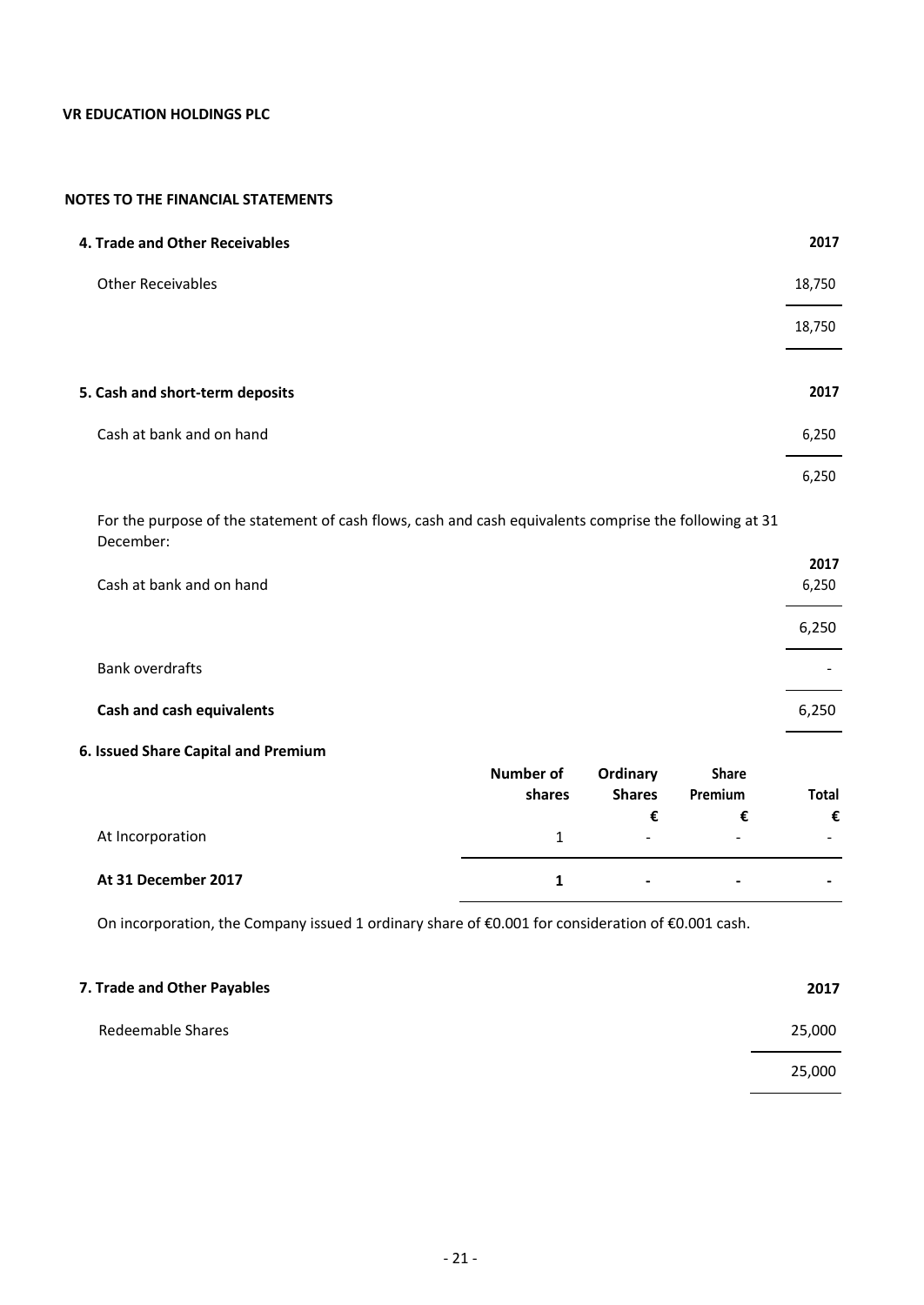**VR EDUCATION HOLDINGS PLC**

## NOTES TO THE FINANCIAL STATEMENTS

### 4. Trade and Other Receivables

| | 2017 |
|---|---|
| Other Receivables | 18,750 |
| | 18,750 |

### 5. Cash and short-term deposits

| | 2017 |
|---|---|
| Cash at bank and on hand | 6,250 |
| | 6,250 |

For the purpose of the statement of cash flows, cash and cash equivalents comprise the following at 31 December:

| | 2017 |
|---|---|
| Cash at bank and on hand | 6,250 |
| | 6,250 |
| Bank overdrafts | - |
| **Cash and cash equivalents** | 6,250 |

### 6. Issued Share Capital and Premium

| | Number of shares | Ordinary Shares | Share Premium | Total |
|---|---|---|---|---|
| | | € | € | € |
| At Incorporation | 1 | - | - | - |
| **At 31 December 2017** | **1** | **-** | **-** | **-** |

On incorporation, the Company issued 1 ordinary share of €0.001 for consideration of €0.001 cash.

### 7. Trade and Other Payables

| | 2017 |
|---|---|
| Redeemable Shares | 25,000 |
| | 25,000 |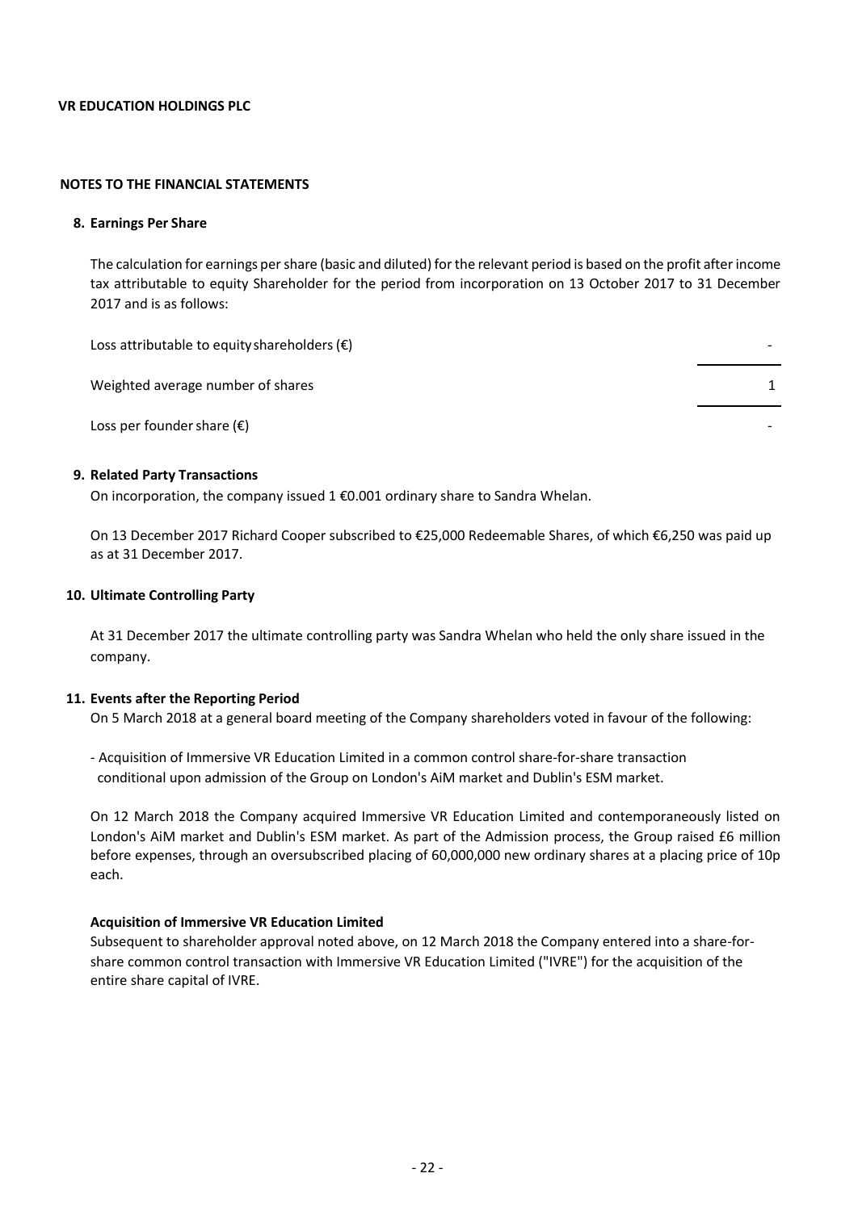**VR EDUCATION HOLDINGS PLC**

**NOTES TO THE FINANCIAL STATEMENTS**

**8. Earnings Per Share**

The calculation for earnings per share (basic and diluted) for the relevant period is based on the profit after income tax attributable to equity Shareholder for the period from incorporation on 13 October 2017 to 31 December 2017 and is as follows:

| | |
|---|---|
| Loss attributable to equity shareholders (€) | - |
| Weighted average number of shares | 1 |
| Loss per founder share (€) | - |

**9. Related Party Transactions**

On incorporation, the company issued 1 €0.001 ordinary share to Sandra Whelan.

On 13 December 2017 Richard Cooper subscribed to €25,000 Redeemable Shares, of which €6,250 was paid up as at 31 December 2017.

**10. Ultimate Controlling Party**

At 31 December 2017 the ultimate controlling party was Sandra Whelan who held the only share issued in the company.

**11. Events after the Reporting Period**

On 5 March 2018 at a general board meeting of the Company shareholders voted in favour of the following:

- Acquisition of Immersive VR Education Limited in a common control share-for-share transaction conditional upon admission of the Group on London's AiM market and Dublin's ESM market.

On 12 March 2018 the Company acquired Immersive VR Education Limited and contemporaneously listed on London's AiM market and Dublin's ESM market. As part of the Admission process, the Group raised £6 million before expenses, through an oversubscribed placing of 60,000,000 new ordinary shares at a placing price of 10p each.

**Acquisition of Immersive VR Education Limited**

Subsequent to shareholder approval noted above, on 12 March 2018 the Company entered into a share-for-share common control transaction with Immersive VR Education Limited ("IVRE") for the acquisition of the entire share capital of IVRE.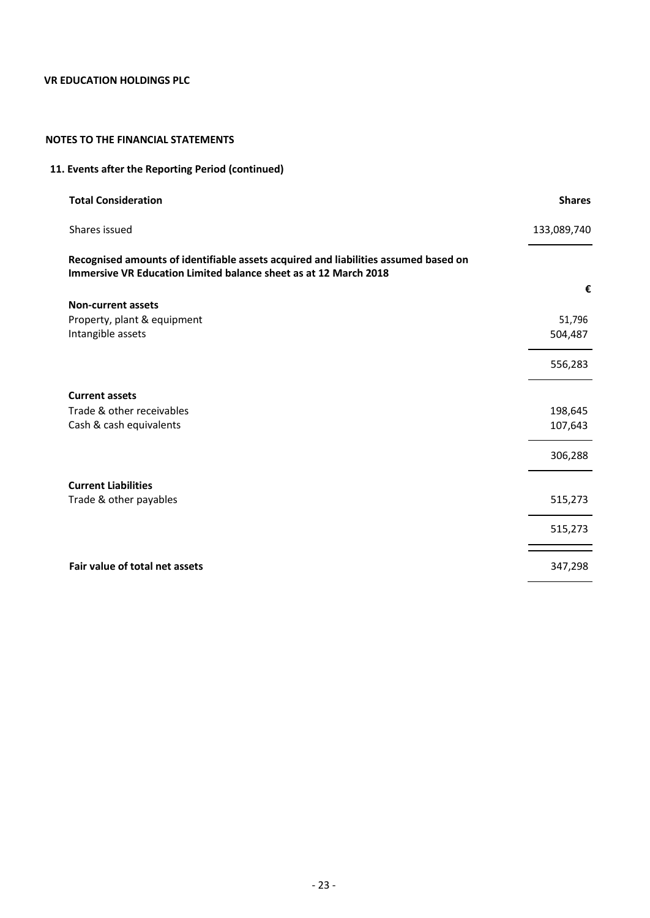**VR EDUCATION HOLDINGS PLC**

**NOTES TO THE FINANCIAL STATEMENTS**

**11. Events after the Reporting Period (continued)**

| **Total Consideration** | **Shares** |
|---|---|
| Shares issued | 133,089,740 |

**Recognised amounts of identifiable assets acquired and liabilities assumed based on Immersive VR Education Limited balance sheet as at 12 March 2018**

| | € |
|---|---|
| **Non-current assets** | |
| Property, plant & equipment | 51,796 |
| Intangible assets | 504,487 |
| | 556,283 |
| **Current assets** | |
| Trade & other receivables | 198,645 |
| Cash & cash equivalents | 107,643 |
| | 306,288 |
| **Current Liabilities** | |
| Trade & other payables | 515,273 |
| | 515,273 |
| **Fair value of total net assets** | 347,298 |